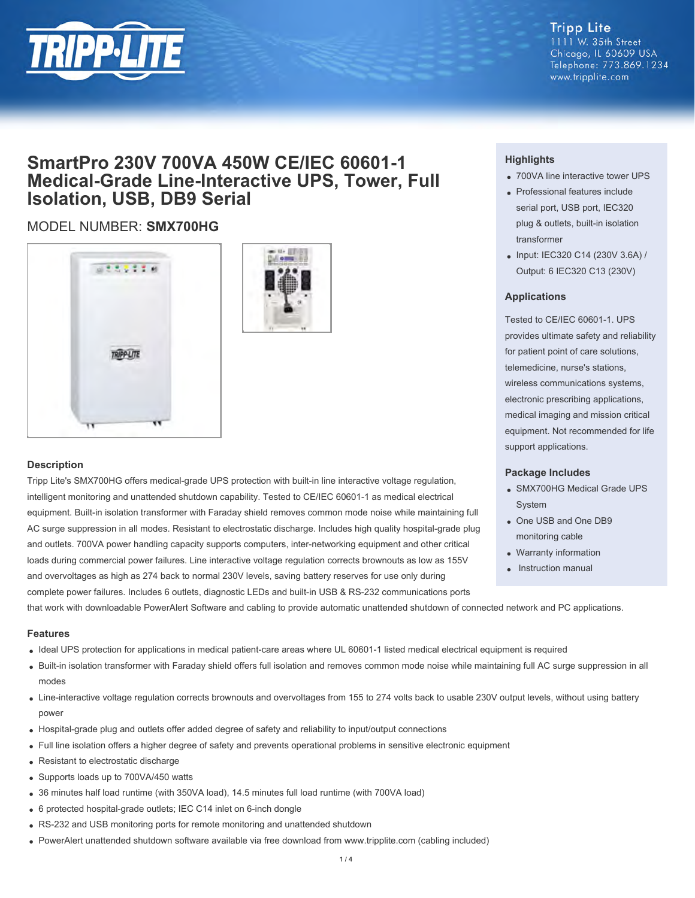Tripp Lite
1111 W. 35th Street
Chicago, IL 60609 USA
Telephone: 773.869.1234
www.tripplite.com

# SmartPro 230V 700VA 450W CE/IEC 60601-1 Medical-Grade Line-Interactive UPS, Tower, Full Isolation, USB, DB9 Serial

MODEL NUMBER: **SMX700HG**

## Highlights

- 700VA line interactive tower UPS
- Professional features include serial port, USB port, IEC320 plug & outlets, built-in isolation transformer
- Input: IEC320 C14 (230V 3.6A) / Output: 6 IEC320 C13 (230V)

## Applications

Tested to CE/IEC 60601-1. UPS provides ultimate safety and reliability for patient point of care solutions, telemedicine, nurse's stations, wireless communications systems, electronic prescribing applications, medical imaging and mission critical equipment. Not recommended for life support applications.

## Package Includes

- SMX700HG Medical Grade UPS System
- One USB and One DB9 monitoring cable
- Warranty information
- Instruction manual

## Description

Tripp Lite's SMX700HG offers medical-grade UPS protection with built-in line interactive voltage regulation, intelligent monitoring and unattended shutdown capability. Tested to CE/IEC 60601-1 as medical electrical equipment. Built-in isolation transformer with Faraday shield removes common mode noise while maintaining full AC surge suppression in all modes. Resistant to electrostatic discharge. Includes high quality hospital-grade plug and outlets. 700VA power handling capacity supports computers, inter-networking equipment and other critical loads during commercial power failures. Line interactive voltage regulation corrects brownouts as low as 155V and overvoltages as high as 274 back to normal 230V levels, saving battery reserves for use only during complete power failures. Includes 6 outlets, diagnostic LEDs and built-in USB & RS-232 communications ports that work with downloadable PowerAlert Software and cabling to provide automatic unattended shutdown of connected network and PC applications.

## Features

- Ideal UPS protection for applications in medical patient-care areas where UL 60601-1 listed medical electrical equipment is required
- Built-in isolation transformer with Faraday shield offers full isolation and removes common mode noise while maintaining full AC surge suppression in all modes
- Line-interactive voltage regulation corrects brownouts and overvoltages from 155 to 274 volts back to usable 230V output levels, without using battery power
- Hospital-grade plug and outlets offer added degree of safety and reliability to input/output connections
- Full line isolation offers a higher degree of safety and prevents operational problems in sensitive electronic equipment
- Resistant to electrostatic discharge
- Supports loads up to 700VA/450 watts
- 36 minutes half load runtime (with 350VA load), 14.5 minutes full load runtime (with 700VA load)
- 6 protected hospital-grade outlets; IEC C14 inlet on 6-inch dongle
- RS-232 and USB monitoring ports for remote monitoring and unattended shutdown
- PowerAlert unattended shutdown software available via free download from www.tripplite.com (cabling included)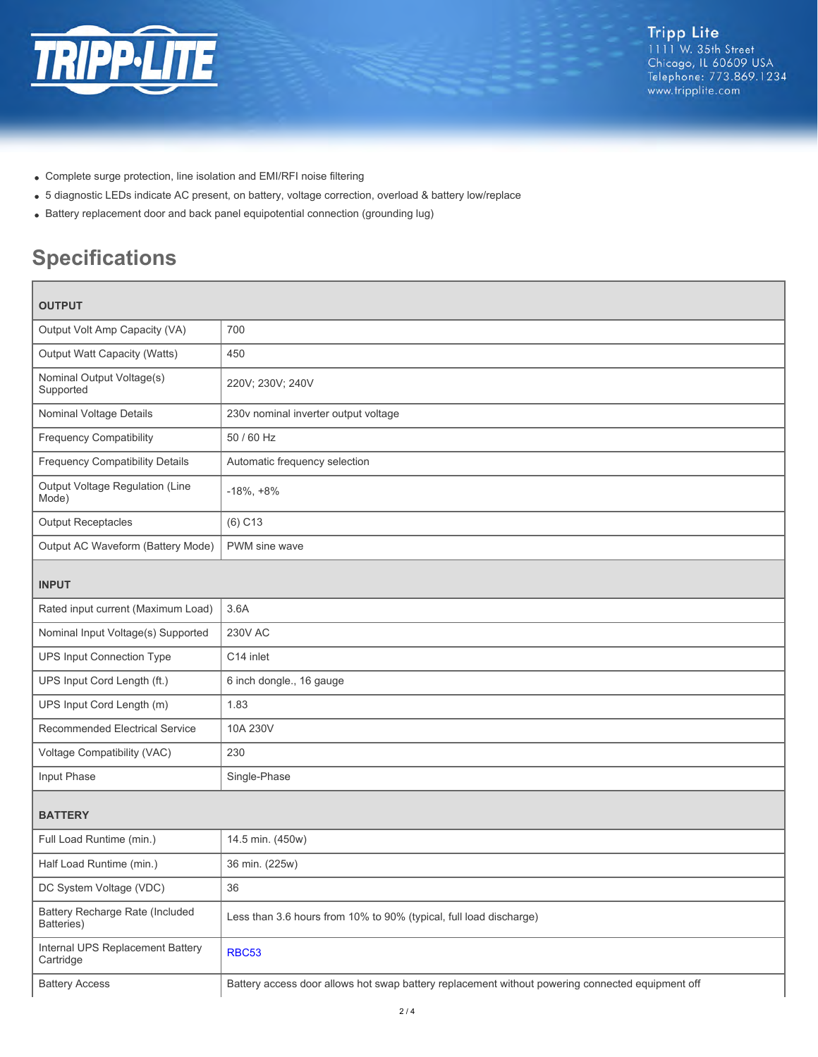- Complete surge protection, line isolation and EMI/RFI noise filtering
- 5 diagnostic LEDs indicate AC present, on battery, voltage correction, overload & battery low/replace
- Battery replacement door and back panel equipotential connection (grounding lug)

## Specifications

| OUTPUT | |
|---|---|
| Output Volt Amp Capacity (VA) | 700 |
| Output Watt Capacity (Watts) | 450 |
| Nominal Output Voltage(s) Supported | 220V; 230V; 240V |
| Nominal Voltage Details | 230v nominal inverter output voltage |
| Frequency Compatibility | 50 / 60 Hz |
| Frequency Compatibility Details | Automatic frequency selection |
| Output Voltage Regulation (Line Mode) | -18%, +8% |
| Output Receptacles | (6) C13 |
| Output AC Waveform (Battery Mode) | PWM sine wave |
| **INPUT** | |
| Rated input current (Maximum Load) | 3.6A |
| Nominal Input Voltage(s) Supported | 230V AC |
| UPS Input Connection Type | C14 inlet |
| UPS Input Cord Length (ft.) | 6 inch dongle., 16 gauge |
| UPS Input Cord Length (m) | 1.83 |
| Recommended Electrical Service | 10A 230V |
| Voltage Compatibility (VAC) | 230 |
| Input Phase | Single-Phase |
| **BATTERY** | |
| Full Load Runtime (min.) | 14.5 min. (450w) |
| Half Load Runtime (min.) | 36 min. (225w) |
| DC System Voltage (VDC) | 36 |
| Battery Recharge Rate (Included Batteries) | Less than 3.6 hours from 10% to 90% (typical, full load discharge) |
| Internal UPS Replacement Battery Cartridge | RBC53 |
| Battery Access | Battery access door allows hot swap battery replacement without powering connected equipment off |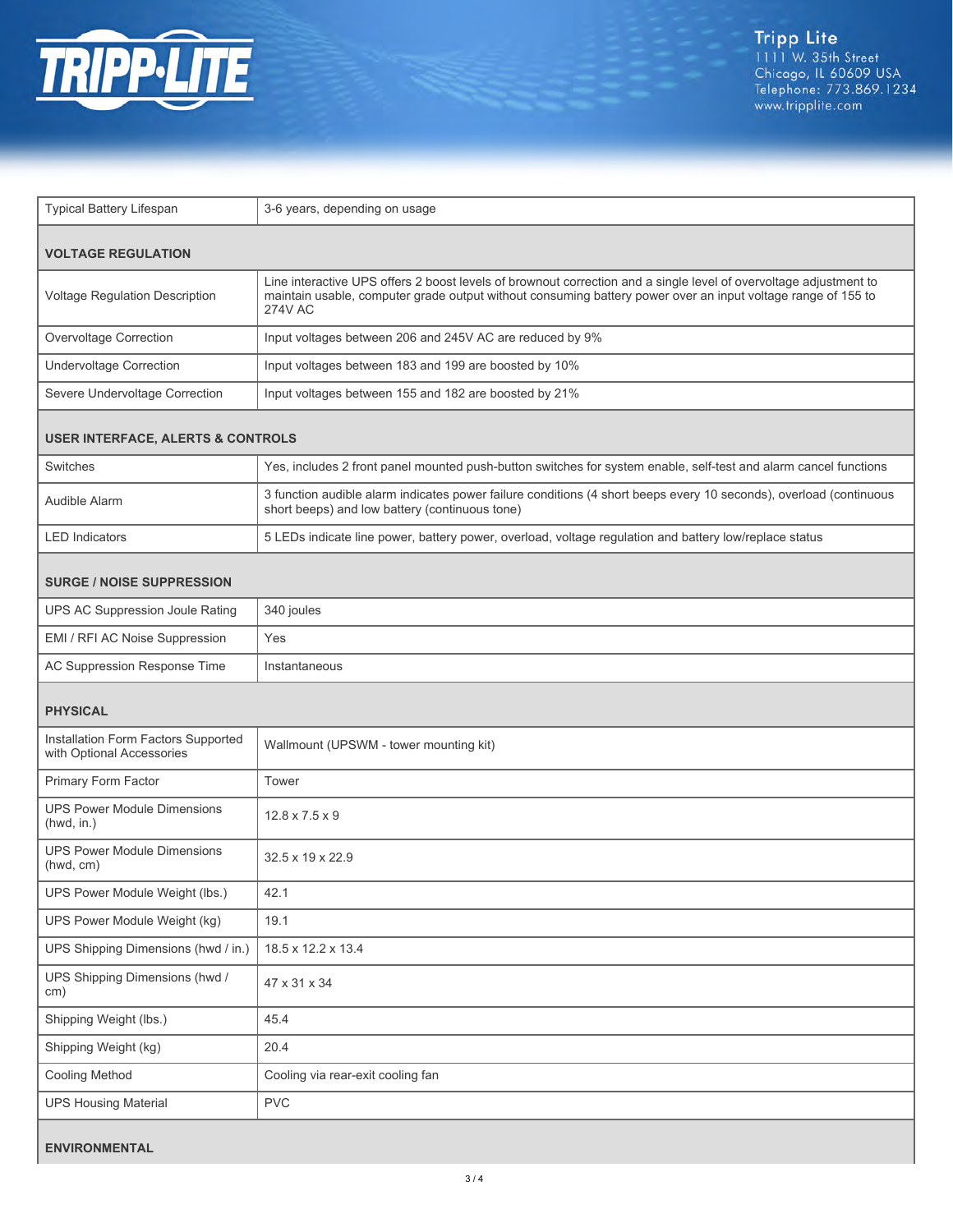| | |
|---|---|
| Typical Battery Lifespan | 3-6 years, depending on usage |

## VOLTAGE REGULATION

| | |
|---|---|
| Voltage Regulation Description | Line interactive UPS offers 2 boost levels of brownout correction and a single level of overvoltage adjustment to maintain usable, computer grade output without consuming battery power over an input voltage range of 155 to 274V AC |
| Overvoltage Correction | Input voltages between 206 and 245V AC are reduced by 9% |
| Undervoltage Correction | Input voltages between 183 and 199 are boosted by 10% |
| Severe Undervoltage Correction | Input voltages between 155 and 182 are boosted by 21% |

## USER INTERFACE, ALERTS & CONTROLS

| | |
|---|---|
| Switches | Yes, includes 2 front panel mounted push-button switches for system enable, self-test and alarm cancel functions |
| Audible Alarm | 3 function audible alarm indicates power failure conditions (4 short beeps every 10 seconds), overload (continuous short beeps) and low battery (continuous tone) |
| LED Indicators | 5 LEDs indicate line power, battery power, overload, voltage regulation and battery low/replace status |

## SURGE / NOISE SUPPRESSION

| | |
|---|---|
| UPS AC Suppression Joule Rating | 340 joules |
| EMI / RFI AC Noise Suppression | Yes |
| AC Suppression Response Time | Instantaneous |

## PHYSICAL

| | |
|---|---|
| Installation Form Factors Supported with Optional Accessories | Wallmount (UPSWM - tower mounting kit) |
| Primary Form Factor | Tower |
| UPS Power Module Dimensions (hwd, in.) | 12.8 x 7.5 x 9 |
| UPS Power Module Dimensions (hwd, cm) | 32.5 x 19 x 22.9 |
| UPS Power Module Weight (lbs.) | 42.1 |
| UPS Power Module Weight (kg) | 19.1 |
| UPS Shipping Dimensions (hwd / in.) | 18.5 x 12.2 x 13.4 |
| UPS Shipping Dimensions (hwd / cm) | 47 x 31 x 34 |
| Shipping Weight (lbs.) | 45.4 |
| Shipping Weight (kg) | 20.4 |
| Cooling Method | Cooling via rear-exit cooling fan |
| UPS Housing Material | PVC |

## ENVIRONMENTAL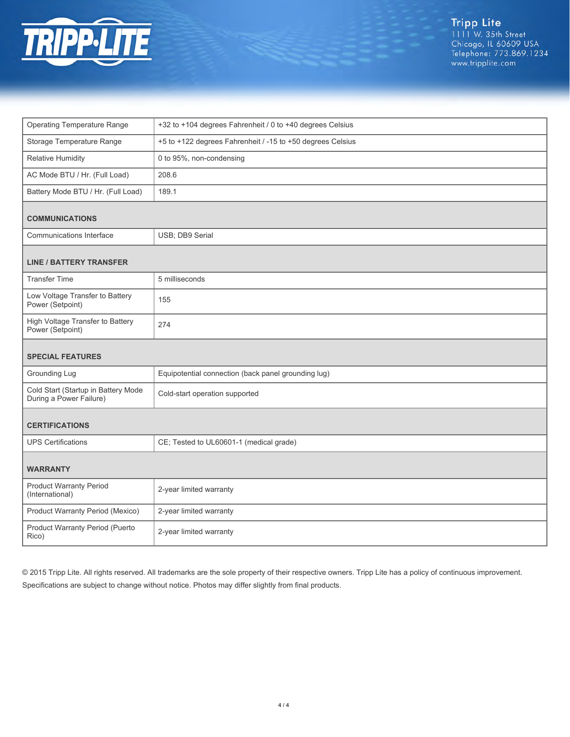| | |
|---|---|
| Operating Temperature Range | +32 to +104 degrees Fahrenheit / 0 to +40 degrees Celsius |
| Storage Temperature Range | +5 to +122 degrees Fahrenheit / -15 to +50 degrees Celsius |
| Relative Humidity | 0 to 95%, non-condensing |
| AC Mode BTU / Hr. (Full Load) | 208.6 |
| Battery Mode BTU / Hr. (Full Load) | 189.1 |
| **COMMUNICATIONS** | |
| Communications Interface | USB; DB9 Serial |
| **LINE / BATTERY TRANSFER** | |
| Transfer Time | 5 milliseconds |
| Low Voltage Transfer to Battery Power (Setpoint) | 155 |
| High Voltage Transfer to Battery Power (Setpoint) | 274 |
| **SPECIAL FEATURES** | |
| Grounding Lug | Equipotential connection (back panel grounding lug) |
| Cold Start (Startup in Battery Mode During a Power Failure) | Cold-start operation supported |
| **CERTIFICATIONS** | |
| UPS Certifications | CE; Tested to UL60601-1 (medical grade) |
| **WARRANTY** | |
| Product Warranty Period (International) | 2-year limited warranty |
| Product Warranty Period (Mexico) | 2-year limited warranty |
| Product Warranty Period (Puerto Rico) | 2-year limited warranty |

© 2015 Tripp Lite. All rights reserved. All trademarks are the sole property of their respective owners. Tripp Lite has a policy of continuous improvement. Specifications are subject to change without notice. Photos may differ slightly from final products.